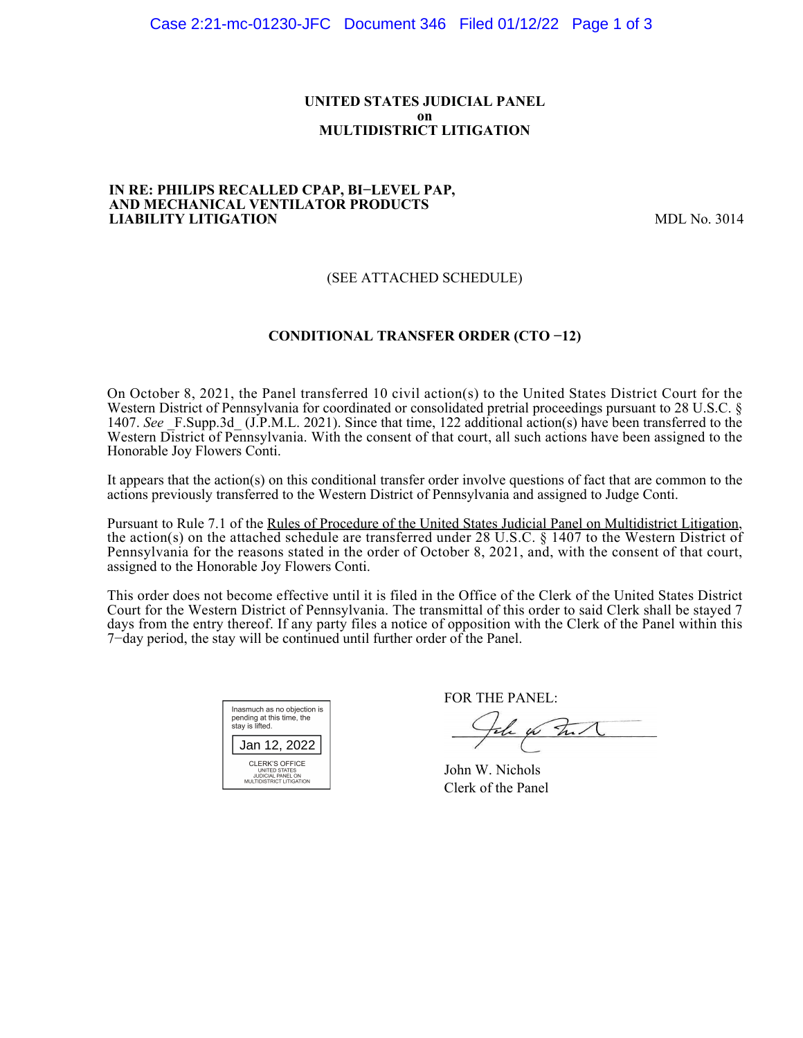**UNITED STATES JUDICIAL PANEL**
**on**
**MULTIDISTRICT LITIGATION**

**IN RE: PHILIPS RECALLED CPAP, BI−LEVEL PAP, AND MECHANICAL VENTILATOR PRODUCTS LIABILITY LITIGATION** MDL No. 3014

(SEE ATTACHED SCHEDULE)

**CONDITIONAL TRANSFER ORDER (CTO −12)**

On October 8, 2021, the Panel transferred 10 civil action(s) to the United States District Court for the Western District of Pennsylvania for coordinated or consolidated pretrial proceedings pursuant to 28 U.S.C. § 1407. *See* _F.Supp.3d_ (J.P.M.L. 2021). Since that time, 122 additional action(s) have been transferred to the Western District of Pennsylvania. With the consent of that court, all such actions have been assigned to the Honorable Joy Flowers Conti.

It appears that the action(s) on this conditional transfer order involve questions of fact that are common to the actions previously transferred to the Western District of Pennsylvania and assigned to Judge Conti.

Pursuant to Rule 7.1 of the Rules of Procedure of the United States Judicial Panel on Multidistrict Litigation, the action(s) on the attached schedule are transferred under 28 U.S.C. § 1407 to the Western District of Pennsylvania for the reasons stated in the order of October 8, 2021, and, with the consent of that court, assigned to the Honorable Joy Flowers Conti.

This order does not become effective until it is filed in the Office of the Clerk of the United States District Court for the Western District of Pennsylvania. The transmittal of this order to said Clerk shall be stayed 7 days from the entry thereof. If any party files a notice of opposition with the Clerk of the Panel within this 7−day period, the stay will be continued until further order of the Panel.

Inasmuch as no objection is pending at this time, the stay is lifted.

Jan 12, 2022

CLERK'S OFFICE
UNITED STATES
JUDICIAL PANEL ON
MULTIDISTRICT LITIGATION

FOR THE PANEL:

John W. Nichols
Clerk of the Panel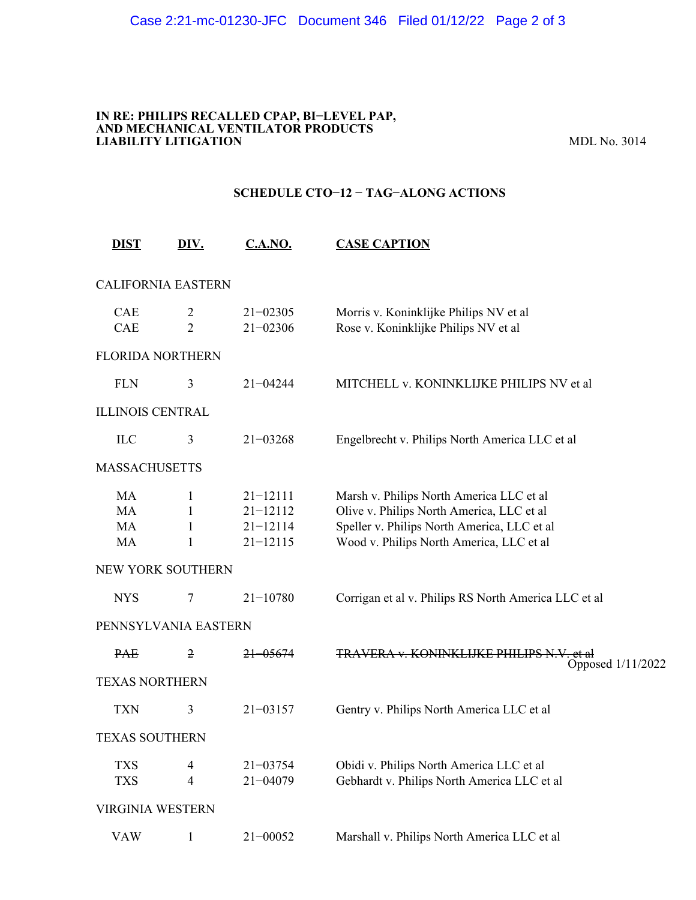**IN RE: PHILIPS RECALLED CPAP, BI−LEVEL PAP, AND MECHANICAL VENTILATOR PRODUCTS LIABILITY LITIGATION** — MDL No. 3014

## SCHEDULE CTO−12 − TAG−ALONG ACTIONS

| DIST | DIV. | C.A.NO. | CASE CAPTION |
|---|---|---|---|
| **CALIFORNIA EASTERN** | | | |
| CAE | 2 | 21−02305 | Morris v. Koninklijke Philips NV et al |
| CAE | 2 | 21−02306 | Rose v. Koninklijke Philips NV et al |
| **FLORIDA NORTHERN** | | | |
| FLN | 3 | 21−04244 | MITCHELL v. KONINKLIJKE PHILIPS NV et al |
| **ILLINOIS CENTRAL** | | | |
| ILC | 3 | 21−03268 | Engelbrecht v. Philips North America LLC et al |
| **MASSACHUSETTS** | | | |
| MA | 1 | 21−12111 | Marsh v. Philips North America LLC et al |
| MA | 1 | 21−12112 | Olive v. Philips North America, LLC et al |
| MA | 1 | 21−12114 | Speller v. Philips North America, LLC et al |
| MA | 1 | 21−12115 | Wood v. Philips North America, LLC et al |
| **NEW YORK SOUTHERN** | | | |
| NYS | 7 | 21−10780 | Corrigan et al v. Philips RS North America LLC et al |
| **PENNSYLVANIA EASTERN** | | | |
| ~~PAE~~ | ~~2~~ | ~~21−05674~~ | ~~TRAVERA v. KONINKLIJKE PHILIPS N.V. et al~~ Opposed 1/11/2022 |
| **TEXAS NORTHERN** | | | |
| TXN | 3 | 21−03157 | Gentry v. Philips North America LLC et al |
| **TEXAS SOUTHERN** | | | |
| TXS | 4 | 21−03754 | Obidi v. Philips North America LLC et al |
| TXS | 4 | 21−04079 | Gebhardt v. Philips North America LLC et al |
| **VIRGINIA WESTERN** | | | |
| VAW | 1 | 21−00052 | Marshall v. Philips North America LLC et al |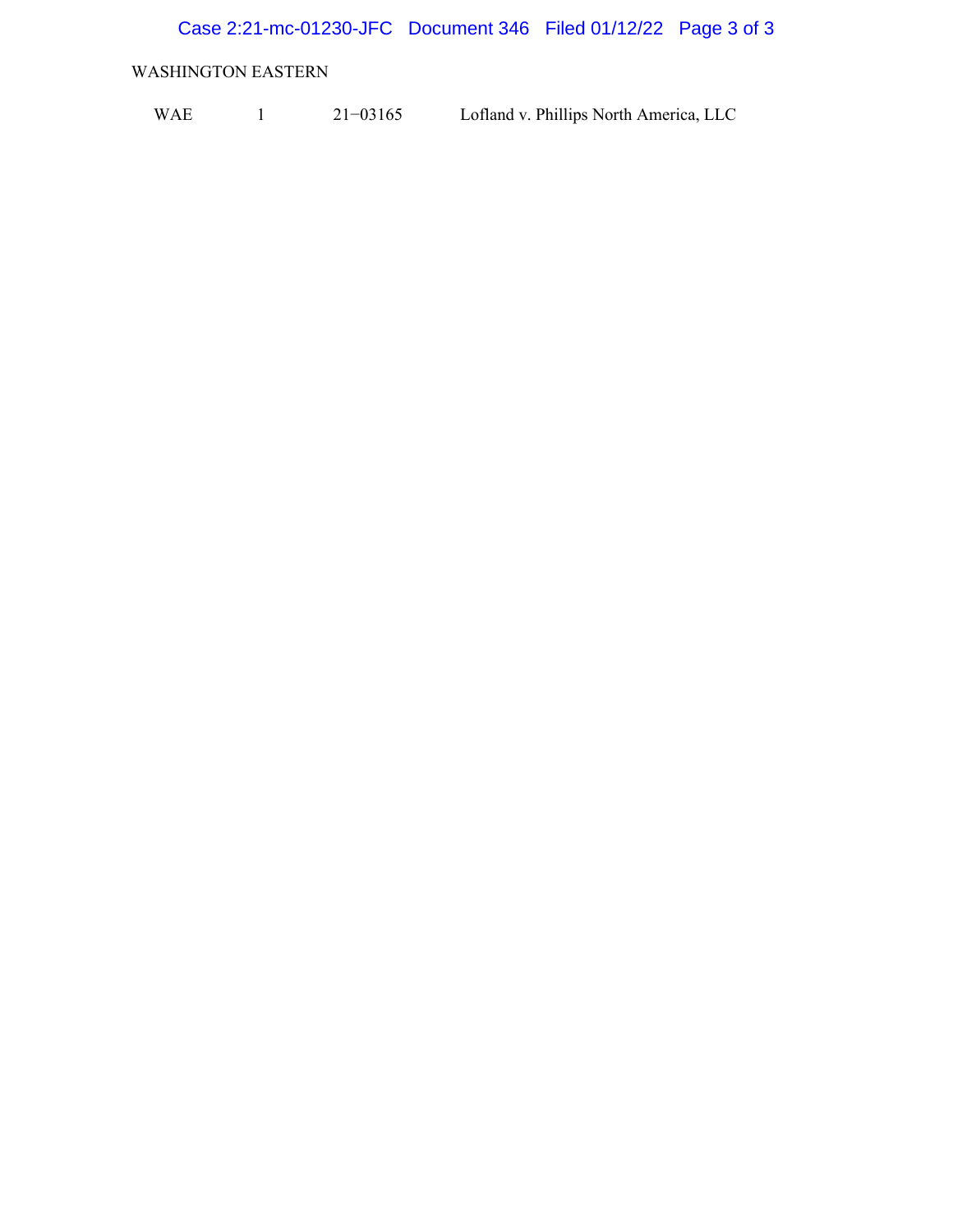WASHINGTON EASTERN

| | | | |
|---|---|---|---|
| WAE | 1 | 21−03165 | Lofland v. Phillips North America, LLC |